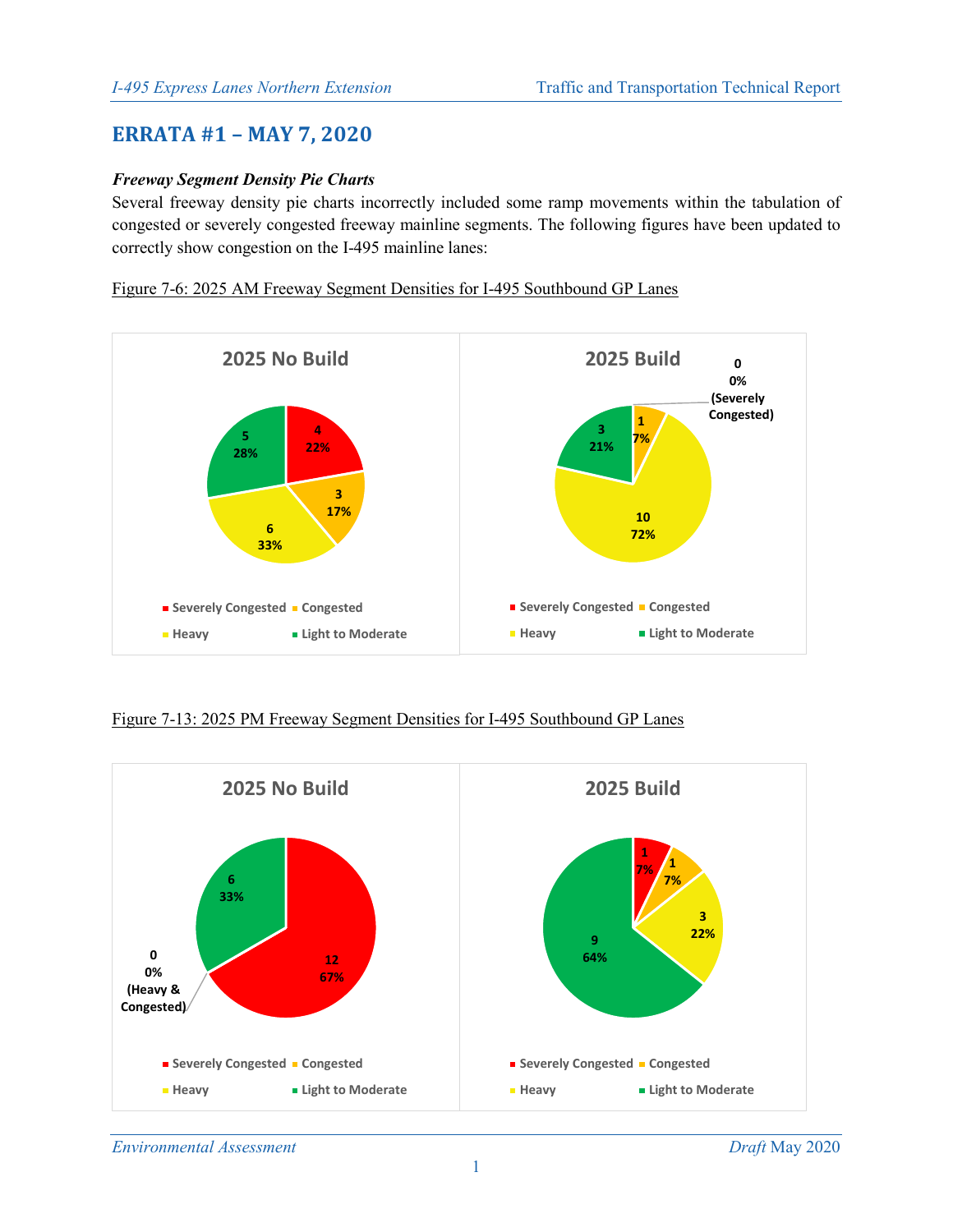# ERRATA #1 – MAY 7, 2020

***Freeway Segment Density Pie Charts***

Several freeway density pie charts incorrectly included some ramp movements within the tabulation of congested or severely congested freeway mainline segments. The following figures have been updated to correctly show congestion on the I-495 mainline lanes:

Figure 7-6: 2025 AM Freeway Segment Densities for I-495 Southbound GP Lanes

**2025 No Build**

| Density | Segments | Percent |
|---|---|---|
| Severely Congested | 4 | 22% |
| Congested | 3 | 17% |
| Heavy | 6 | 33% |
| Light to Moderate | 5 | 28% |

**2025 Build**

| Density | Segments | Percent |
|---|---|---|
| Severely Congested | 0 | 0% |
| Congested | 1 | 7% |
| Heavy | 10 | 72% |
| Light to Moderate | 3 | 21% |

Figure 7-13: 2025 PM Freeway Segment Densities for I-495 Southbound GP Lanes

**2025 No Build**

| Density | Segments | Percent |
|---|---|---|
| Severely Congested | 12 | 67% |
| Congested | 0 | 0% |
| Heavy | 0 | 0% |
| Light to Moderate | 6 | 33% |

**2025 Build**

| Density | Segments | Percent |
|---|---|---|
| Severely Congested | 1 | 7% |
| Congested | 1 | 7% |
| Heavy | 3 | 22% |
| Light to Moderate | 9 | 64% |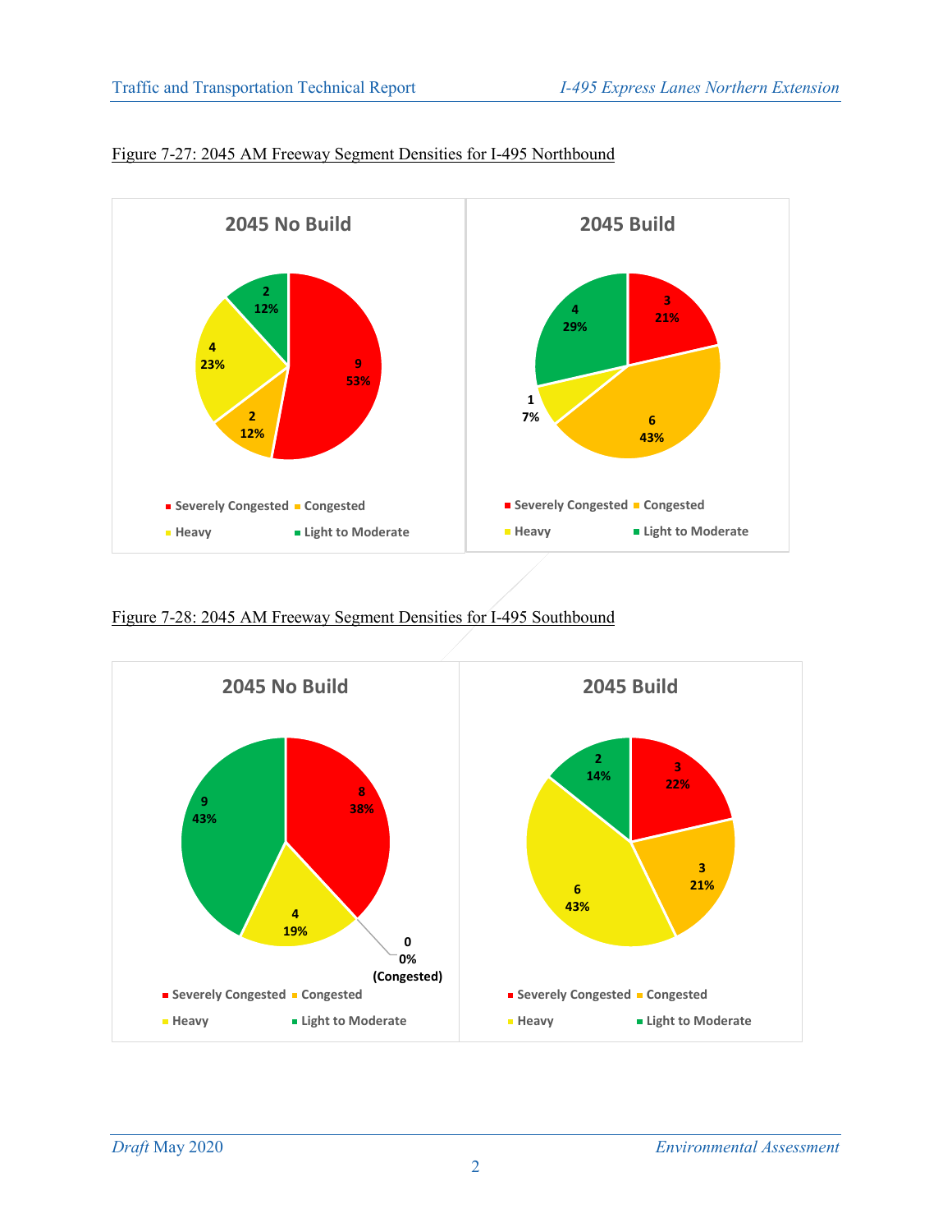Figure 7-27: 2045 AM Freeway Segment Densities for I-495 Northbound

**2045 No Build**

| Category | Segments | Percent |
|---|---|---|
| Severely Congested | 9 | 53% |
| Congested | 2 | 12% |
| Heavy | 4 | 23% |
| Light to Moderate | 2 | 12% |

**2045 Build**

| Category | Segments | Percent |
|---|---|---|
| Severely Congested | 3 | 21% |
| Congested | 6 | 43% |
| Heavy | 1 | 7% |
| Light to Moderate | 4 | 29% |

Figure 7-28: 2045 AM Freeway Segment Densities for I-495 Southbound

**2045 No Build**

| Category | Segments | Percent |
|---|---|---|
| Severely Congested | 8 | 38% |
| Congested | 0 | 0% |
| Heavy | 4 | 19% |
| Light to Moderate | 9 | 43% |

**2045 Build**

| Category | Segments | Percent |
|---|---|---|
| Severely Congested | 3 | 22% |
| Congested | 3 | 21% |
| Heavy | 6 | 43% |
| Light to Moderate | 2 | 14% |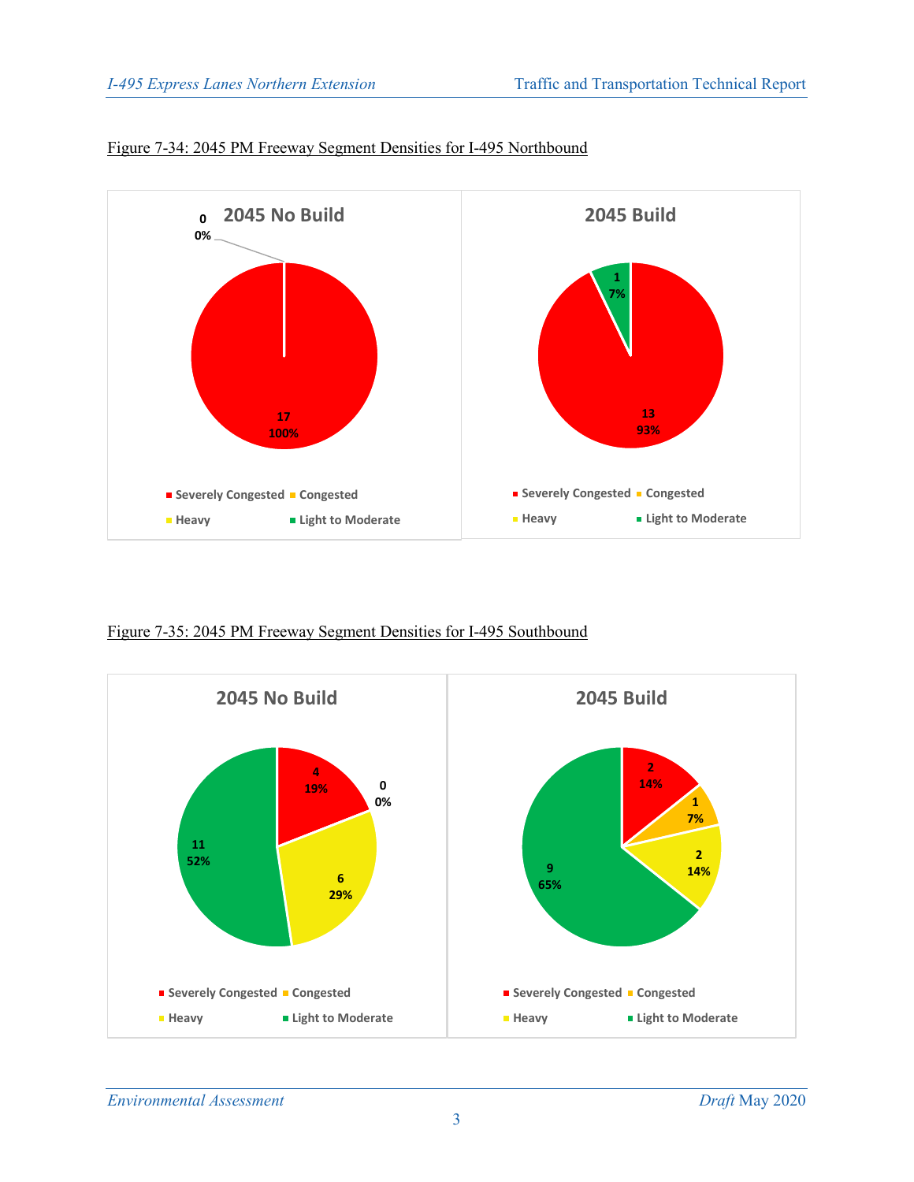Figure 7-34: 2045 PM Freeway Segment Densities for I-495 Northbound

2045 No Build

0
0%

17
100%

Severely Congested, Congested, Heavy, Light to Moderate

2045 Build

1
7%

13
93%

Severely Congested, Congested, Heavy, Light to Moderate

Figure 7-35: 2045 PM Freeway Segment Densities for I-495 Southbound

2045 No Build

4
19%

0
0%

6
29%

11
52%

Severely Congested, Congested, Heavy, Light to Moderate

2045 Build

2
14%

1
7%

2
14%

9
65%

Severely Congested, Congested, Heavy, Light to Moderate